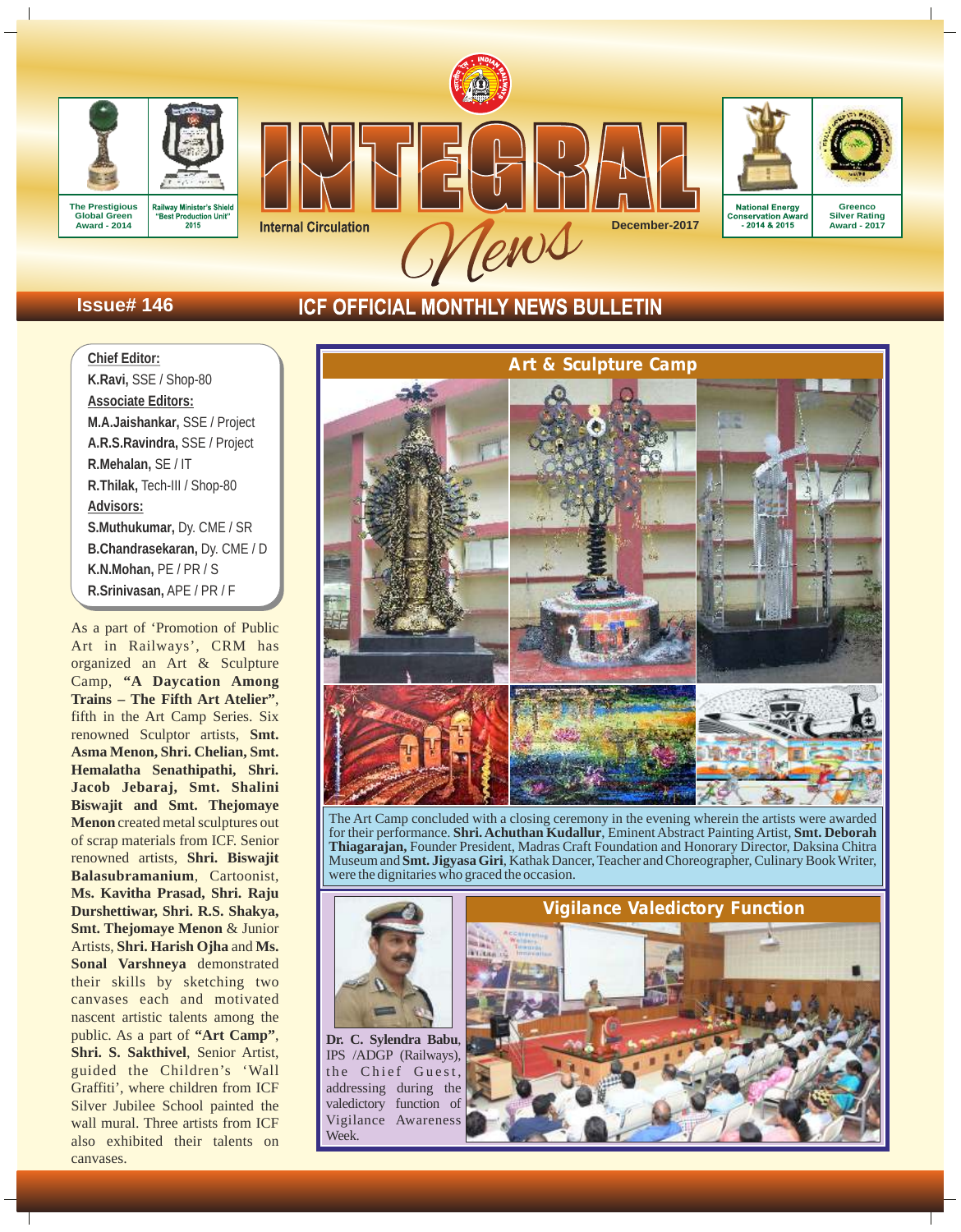The Prestigious Global Green Award - 2014

Railway Minister's Shield "Best Production Unit" 2015

# INTEGRAL News

Internal Circulation

December-2017

National Energy Conservation Award - 2014 & 2015

Greenco Silver Rating Award - 2017

Issue# 146

## ICF OFFICIAL MONTHLY NEWS BULLETIN

**Chief Editor:**
**K.Ravi,** SSE / Shop-80

**Associate Editors:**
**M.A.Jaishankar,** SSE / Project
**A.R.S.Ravindra,** SSE / Project
**R.Mehalan,** SE / IT
**R.Thilak,** Tech-III / Shop-80

**Advisors:**
**S.Muthukumar,** Dy. CME / SR
**B.Chandrasekaran,** Dy. CME / D
**K.N.Mohan,** PE / PR / S
**R.Srinivasan,** APE / PR / F

## Art & Sculpture Camp

As a part of 'Promotion of Public Art in Railways', CRM has organized an Art & Sculpture Camp, **"A Daycation Among Trains – The Fifth Art Atelier"**, fifth in the Art Camp Series. Six renowned Sculptor artists, **Smt. Asma Menon, Shri. Chelian, Smt. Hemalatha Senathipathi, Shri. Jacob Jebaraj, Smt. Shalini Biswajit and Smt. Thejomaye Menon** created metal sculptures out of scrap materials from ICF. Senior renowned artists, **Shri. Biswajit Balasubramanium**, Cartoonist, **Ms. Kavitha Prasad, Shri. Raju Durshettiwar, Shri. R.S. Shakya, Smt. Thejomaye Menon** & Junior Artists, **Shri. Harish Ojha** and **Ms. Sonal Varshneya** demonstrated their skills by sketching two canvases each and motivated nascent artistic talents among the public. As a part of **"Art Camp"**, **Shri. S. Sakthivel**, Senior Artist, guided the Children's 'Wall Graffiti', where children from ICF Silver Jubilee School painted the wall mural. Three artists from ICF also exhibited their talents on canvases.

The Art Camp concluded with a closing ceremony in the evening wherein the artists were awarded for their performance. **Shri. Achuthan Kudallur**, Eminent Abstract Painting Artist, **Smt. Deborah Thiagarajan,** Founder President, Madras Craft Foundation and Honorary Director, Daksina Chitra Museum and **Smt. Jigyasa Giri**, Kathak Dancer, Teacher and Choreographer, Culinary Book Writer, were the dignitaries who graced the occasion.

## Vigilance Valedictory Function

**Dr. C. Sylendra Babu**, IPS /ADGP (Railways), the Chief Guest, addressing during the valedictory function of Vigilance Awareness Week.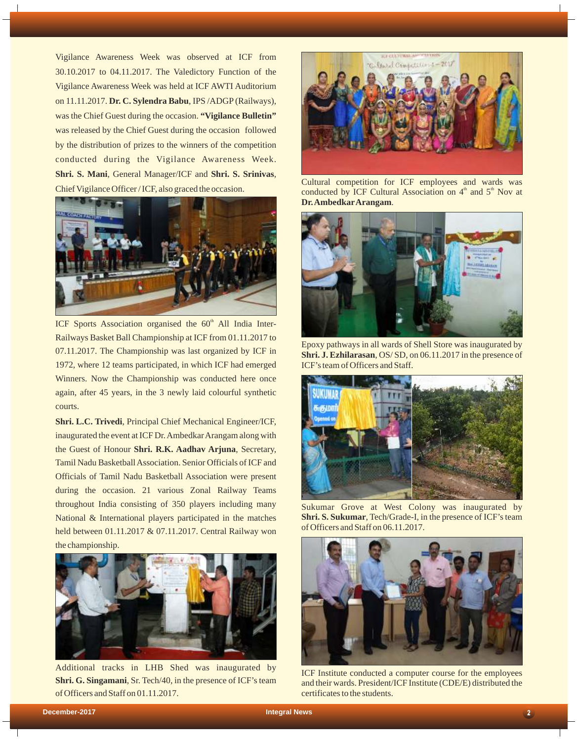Vigilance Awareness Week was observed at ICF from 30.10.2017 to 04.11.2017. The Valedictory Function of the Vigilance Awareness Week was held at ICF AWTI Auditorium on 11.11.2017. **Dr. C. Sylendra Babu**, IPS /ADGP (Railways), was the Chief Guest during the occasion. **"Vigilance Bulletin"** was released by the Chief Guest during the occasion followed by the distribution of prizes to the winners of the competition conducted during the Vigilance Awareness Week. **Shri. S. Mani**, General Manager/ICF and **Shri. S. Srinivas**, Chief Vigilance Officer / ICF, also graced the occasion.

ICF Sports Association organised the 60th All India Inter-Railways Basket Ball Championship at ICF from 01.11.2017 to 07.11.2017. The Championship was last organized by ICF in 1972, where 12 teams participated, in which ICF had emerged Winners. Now the Championship was conducted here once again, after 45 years, in the 3 newly laid colourful synthetic courts.

**Shri. L.C. Trivedi**, Principal Chief Mechanical Engineer/ICF, inaugurated the event at ICF Dr. Ambedkar Arangam along with the Guest of Honour **Shri. R.K. Aadhav Arjuna**, Secretary, Tamil Nadu Basketball Association. Senior Officials of ICF and Officials of Tamil Nadu Basketball Association were present during the occasion. 21 various Zonal Railway Teams throughout India consisting of 350 players including many National & International players participated in the matches held between 01.11.2017 & 07.11.2017. Central Railway won the championship.

Additional tracks in LHB Shed was inaugurated by **Shri. G. Singamani**, Sr. Tech/40, in the presence of ICF's team of Officers and Staff on 01.11.2017.

Cultural competition for ICF employees and wards was conducted by ICF Cultural Association on 4th and 5th Nov at **Dr. Ambedkar Arangam**.

Epoxy pathways in all wards of Shell Store was inaugurated by **Shri. J. Ezhilarasan**, OS/ SD, on 06.11.2017 in the presence of ICF's team of Officers and Staff.

Sukumar Grove at West Colony was inaugurated by **Shri. S. Sukumar**, Tech/Grade-I, in the presence of ICF's team of Officers and Staff on 06.11.2017.

ICF Institute conducted a computer course for the employees and their wards. President/ICF Institute (CDE/E) distributed the certificates to the students.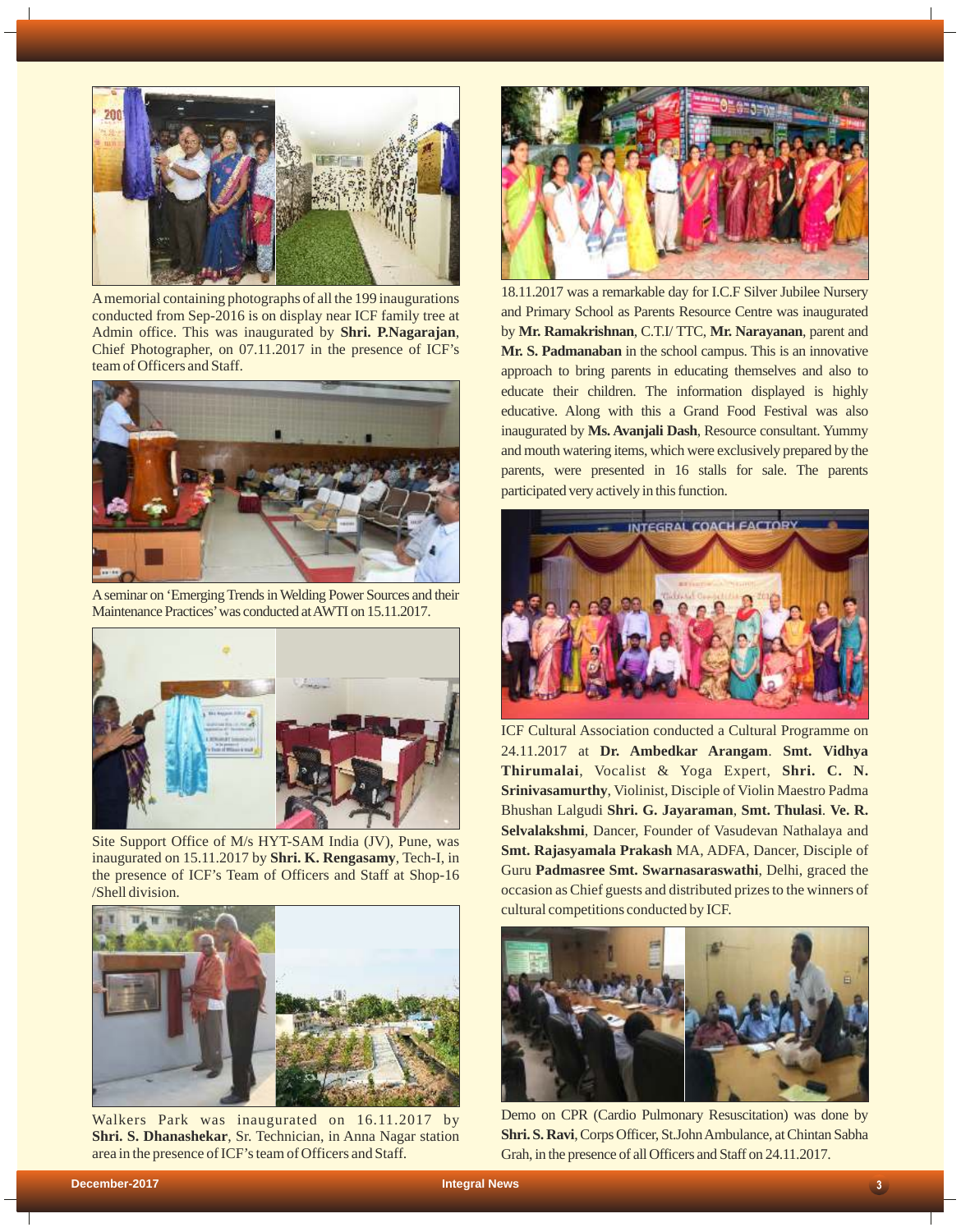A memorial containing photographs of all the 199 inaugurations conducted from Sep-2016 is on display near ICF family tree at Admin office. This was inaugurated by **Shri. P.Nagarajan**, Chief Photographer, on 07.11.2017 in the presence of ICF's team of Officers and Staff.

A seminar on 'Emerging Trends in Welding Power Sources and their Maintenance Practices' was conducted at AWTI on 15.11.2017.

Site Support Office of M/s HYT-SAM India (JV), Pune, was inaugurated on 15.11.2017 by **Shri. K. Rengasamy**, Tech-I, in the presence of ICF's Team of Officers and Staff at Shop-16 /Shell division.

Walkers Park was inaugurated on 16.11.2017 by **Shri. S. Dhanashekar**, Sr. Technician, in Anna Nagar station area in the presence of ICF's team of Officers and Staff.

18.11.2017 was a remarkable day for I.C.F Silver Jubilee Nursery and Primary School as Parents Resource Centre was inaugurated by **Mr. Ramakrishnan**, C.T.I/ TTC, **Mr. Narayanan**, parent and **Mr. S. Padmanaban** in the school campus. This is an innovative approach to bring parents in educating themselves and also to educate their children. The information displayed is highly educative. Along with this a Grand Food Festival was also inaugurated by **Ms. Avanjali Dash**, Resource consultant. Yummy and mouth watering items, which were exclusively prepared by the parents, were presented in 16 stalls for sale. The parents participated very actively in this function.

ICF Cultural Association conducted a Cultural Programme on 24.11.2017 at **Dr. Ambedkar Arangam**. **Smt. Vidhya Thirumalai**, Vocalist & Yoga Expert, **Shri. C. N. Srinivasamurthy**, Violinist, Disciple of Violin Maestro Padma Bhushan Lalgudi **Shri. G. Jayaraman**, **Smt. Thulasi**. **Ve. R. Selvalakshmi**, Dancer, Founder of Vasudevan Nathalaya and **Smt. Rajasyamala Prakash** MA, ADFA, Dancer, Disciple of Guru **Padmasree Smt. Swarnasaraswathi**, Delhi, graced the occasion as Chief guests and distributed prizes to the winners of cultural competitions conducted by ICF.

Demo on CPR (Cardio Pulmonary Resuscitation) was done by **Shri. S. Ravi**, Corps Officer, St.John Ambulance, at Chintan Sabha Grah, in the presence of all Officers and Staff on 24.11.2017.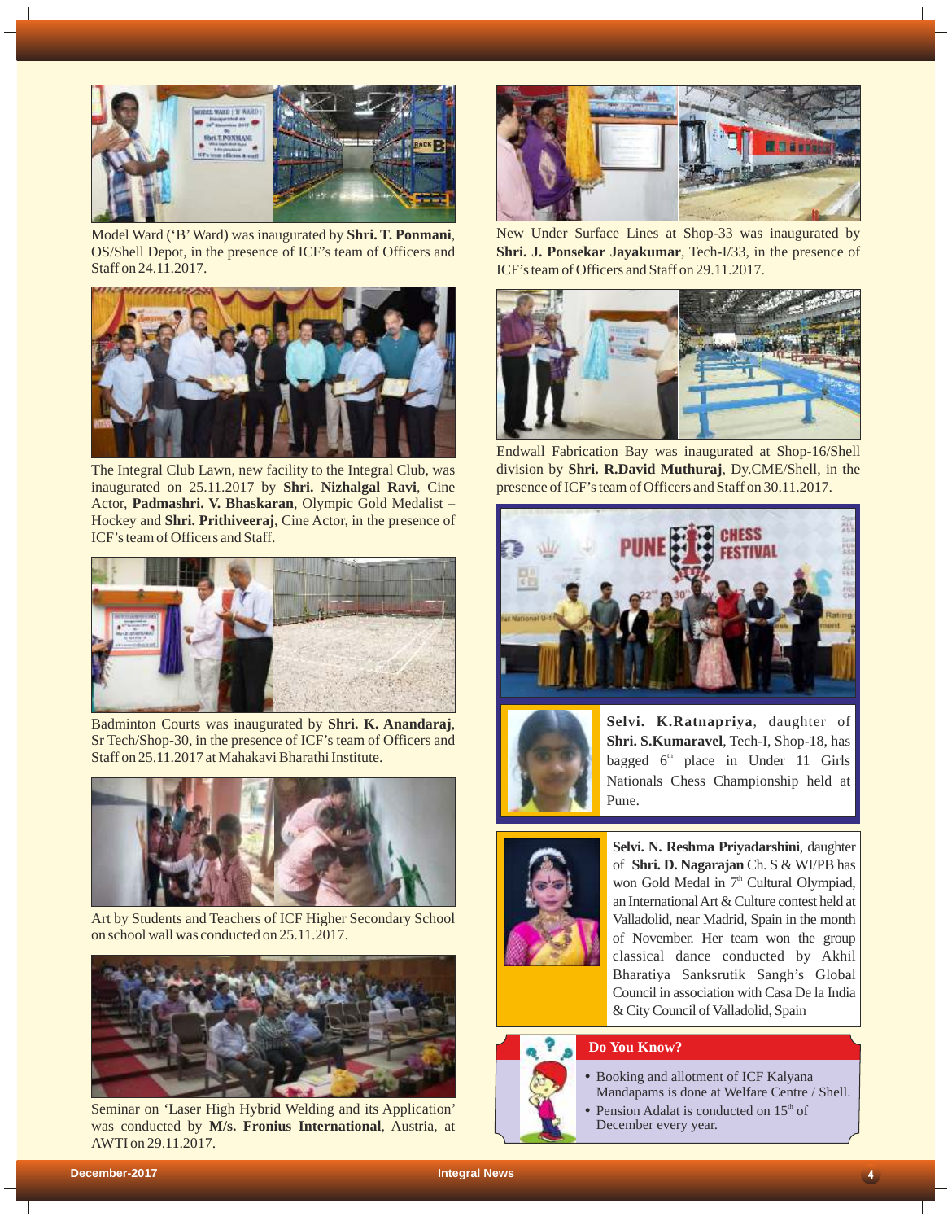Model Ward ('B' Ward) was inaugurated by **Shri. T. Ponmani**, OS/Shell Depot, in the presence of ICF's team of Officers and Staff on 24.11.2017.

The Integral Club Lawn, new facility to the Integral Club, was inaugurated on 25.11.2017 by **Shri. Nizhalgal Ravi**, Cine Actor, **Padmashri. V. Bhaskaran**, Olympic Gold Medalist – Hockey and **Shri. Prithiveeraj**, Cine Actor, in the presence of ICF's team of Officers and Staff.

Badminton Courts was inaugurated by **Shri. K. Anandaraj**, Sr Tech/Shop-30, in the presence of ICF's team of Officers and Staff on 25.11.2017 at Mahakavi Bharathi Institute.

Art by Students and Teachers of ICF Higher Secondary School on school wall was conducted on 25.11.2017.

Seminar on 'Laser High Hybrid Welding and its Application' was conducted by **M/s. Fronius International**, Austria, at AWTI on 29.11.2017.

New Under Surface Lines at Shop-33 was inaugurated by **Shri. J. Ponsekar Jayakumar**, Tech-I/33, in the presence of ICF's team of Officers and Staff on 29.11.2017.

Endwall Fabrication Bay was inaugurated at Shop-16/Shell division by **Shri. R.David Muthuraj**, Dy.CME/Shell, in the presence of ICF's team of Officers and Staff on 30.11.2017.

**Selvi. K.Ratnapriya**, daughter of **Shri. S.Kumaravel**, Tech-I, Shop-18, has bagged 6th place in Under 11 Girls Nationals Chess Championship held at Pune.

**Selvi. N. Reshma Priyadarshini**, daughter of **Shri. D. Nagarajan** Ch. S & WI/PB has won Gold Medal in 7th Cultural Olympiad, an International Art & Culture contest held at Valladolid, near Madrid, Spain in the month of November. Her team won the group classical dance conducted by Akhil Bharatiya Sanksrutik Sangh's Global Council in association with Casa De la India & City Council of Valladolid, Spain

**Do You Know?**

- Booking and allotment of ICF Kalyana Mandapams is done at Welfare Centre / Shell.
- Pension Adalat is conducted on 15th of December every year.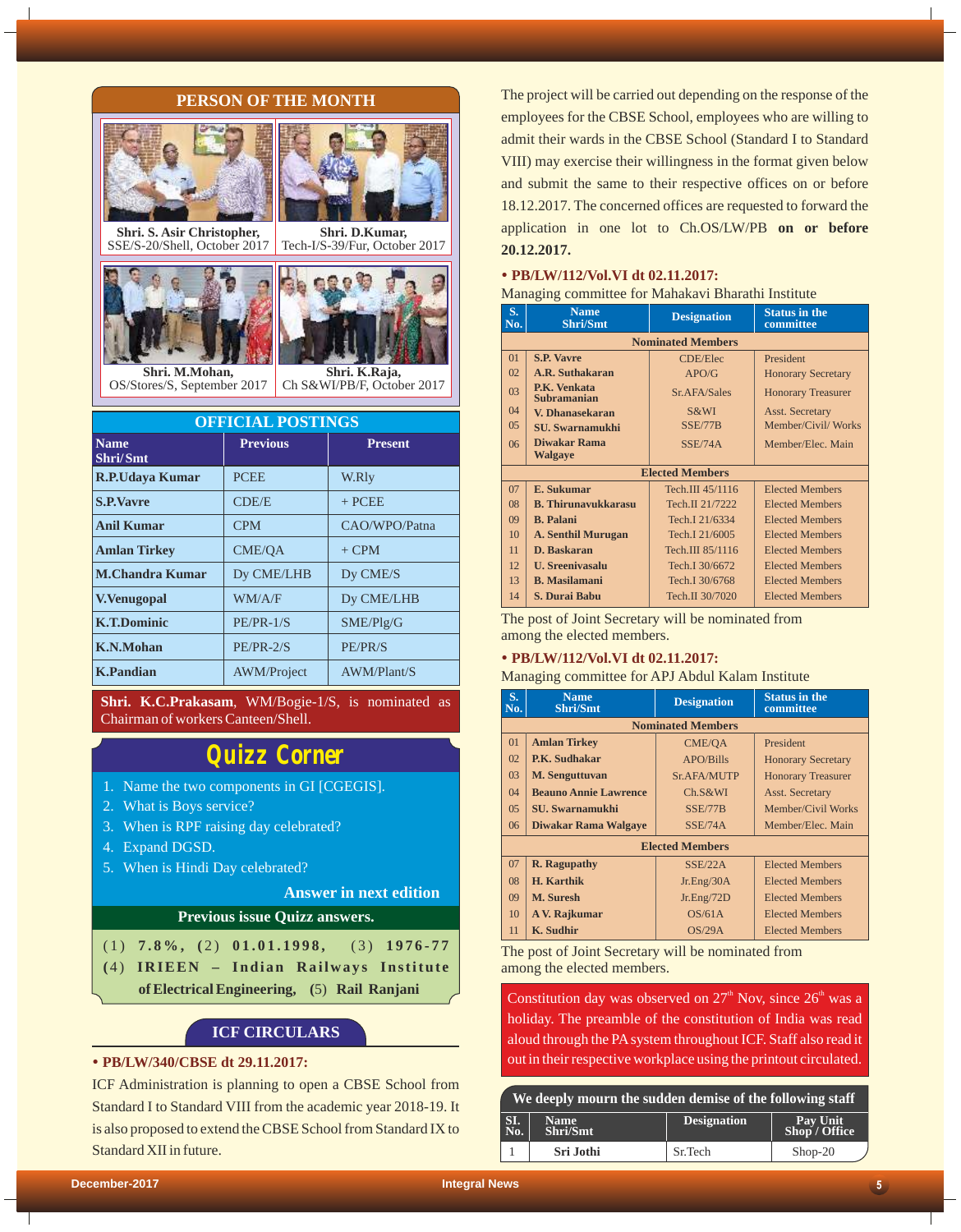## PERSON OF THE MONTH

**Shri. S. Asir Christopher,**
SSE/S-20/Shell, October 2017

**Shri. D.Kumar,**
Tech-I/S-39/Fur, October 2017

**Shri. M.Mohan,**
OS/Stores/S, September 2017

**Shri. K.Raja,**
Ch S&WI/PB/F, October 2017

## OFFICIAL POSTINGS

| Name Shri/Smt | Previous | Present |
|---|---|---|
| **R.P.Udaya Kumar** | PCEE | W.Rly |
| **S.P.Vavre** | CDE/E | + PCEE |
| **Anil Kumar** | CPM | CAO/WPO/Patna |
| **Amlan Tirkey** | CME/QA | + CPM |
| **M.Chandra Kumar** | Dy CME/LHB | Dy CME/S |
| **V.Venugopal** | WM/A/F | Dy CME/LHB |
| **K.T.Dominic** | PE/PR-1/S | SME/Plg/G |
| **K.N.Mohan** | PE/PR-2/S | PE/PR/S |
| **K.Pandian** | AWM/Project | AWM/Plant/S |

**Shri. K.C.Prakasam**, WM/Bogie-1/S, is nominated as Chairman of workers Canteen/Shell.

## Quizz Corner

1. Name the two components in GI [CGEGIS].
2. What is Boys service?
3. When is RPF raising day celebrated?
4. Expand DGSD.
5. When is Hindi Day celebrated?

**Answer in next edition**

**Previous issue Quizz answers.**

(1) **7.8%**, (2) **01.01.1998**, (3) **1976-77** (4) **IRIEEN – Indian Railways Institute of Electrical Engineering**, (5) **Rail Ranjani**

## ICF CIRCULARS

**• PB/LW/340/CBSE dt 29.11.2017:**

ICF Administration is planning to open a CBSE School from Standard I to Standard VIII from the academic year 2018-19. It is also proposed to extend the CBSE School from Standard IX to Standard XII in future.

The project will be carried out depending on the response of the employees for the CBSE School, employees who are willing to admit their wards in the CBSE School (Standard I to Standard VIII) may exercise their willingness in the format given below and submit the same to their respective offices on or before 18.12.2017. The concerned offices are requested to forward the application in one lot to Ch.OS/LW/PB **on or before 20.12.2017.**

**• PB/LW/112/Vol.VI dt 02.11.2017:**

Managing committee for Mahakavi Bharathi Institute

| S. No. | Name Shri/Smt | Designation | Status in the committee |
|---|---|---|---|
| | **Nominated Members** | | |
| 01 | **S.P. Vavre** | CDE/Elec | President |
| 02 | **A.R. Suthakaran** | APO/G | Honorary Secretary |
| 03 | **P.K. Venkata Subramanian** | Sr.AFA/Sales | Honorary Treasurer |
| 04 | **V. Dhanasekaran** | S&WI | Asst. Secretary |
| 05 | **SU. Swarnamukhi** | SSE/77B | Member/Civil/ Works |
| 06 | **Diwakar Rama Walgaye** | SSE/74A | Member/Elec. Main |
| | **Elected Members** | | |
| 07 | **E. Sukumar** | Tech.III 45/1116 | Elected Members |
| 08 | **B. Thirunavukkarasu** | Tech.II 21/7222 | Elected Members |
| 09 | **B. Palani** | Tech.I 21/6334 | Elected Members |
| 10 | **A. Senthil Murugan** | Tech.I 21/6005 | Elected Members |
| 11 | **D. Baskaran** | Tech.III 85/1116 | Elected Members |
| 12 | **U. Sreenivasalu** | Tech.I 30/6672 | Elected Members |
| 13 | **B. Masilamani** | Tech.I 30/6768 | Elected Members |
| 14 | **S. Durai Babu** | Tech.II 30/7020 | Elected Members |

The post of Joint Secretary will be nominated from among the elected members.

**• PB/LW/112/Vol.VI dt 02.11.2017:**

Managing committee for APJ Abdul Kalam Institute

| S. No. | Name Shri/Smt | Designation | Status in the committee |
|---|---|---|---|
| | **Nominated Members** | | |
| 01 | **Amlan Tirkey** | CME/QA | President |
| 02 | **P.K. Sudhakar** | APO/Bills | Honorary Secretary |
| 03 | **M. Senguttuvan** | Sr.AFA/MUTP | Honorary Treasurer |
| 04 | **Beauno Annie Lawrence** | Ch.S&WI | Asst. Secretary |
| 05 | **SU. Swarnamukhi** | SSE/77B | Member/Civil Works |
| 06 | **Diwakar Rama Walgaye** | SSE/74A | Member/Elec. Main |
| | **Elected Members** | | |
| 07 | **R. Ragupathy** | SSE/22A | Elected Members |
| 08 | **H. Karthik** | Jr.Eng/30A | Elected Members |
| 09 | **M. Suresh** | Jr.Eng/72D | Elected Members |
| 10 | **A V. Rajkumar** | OS/61A | Elected Members |
| 11 | **K. Sudhir** | OS/29A | Elected Members |

The post of Joint Secretary will be nominated from among the elected members.

Constitution day was observed on 27th Nov, since 26th was a holiday. The preamble of the constitution of India was read aloud through the PA system throughout ICF. Staff also read it out in their respective workplace using the printout circulated.

**We deeply mourn the sudden demise of the following staff**

| Sl. No. | Name Shri/Smt | Designation | Pay Unit Shop / Office |
|---|---|---|---|
| 1 | **Sri Jothi** | Sr.Tech | Shop-20 |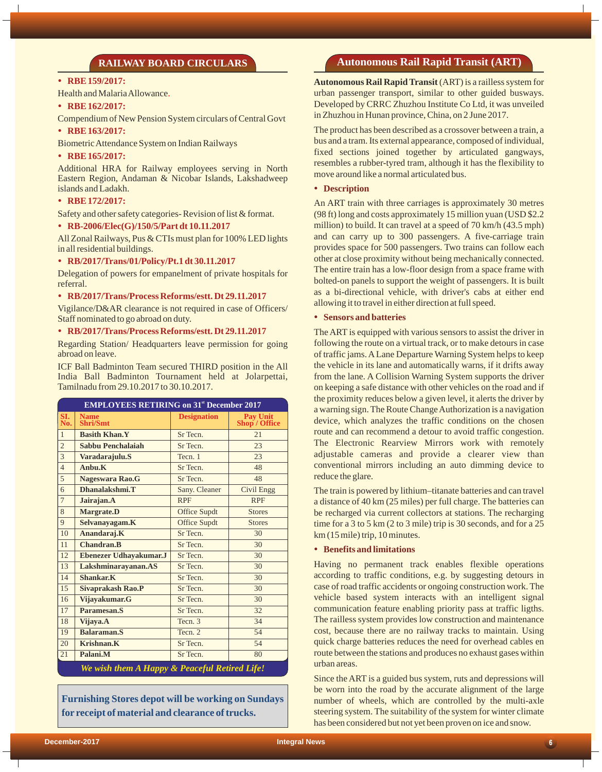## RAILWAY BOARD CIRCULARS

- **RBE 159/2017:**

Health and Malaria Allowance.

- **RBE 162/2017:**

Compendium of New Pension System circulars of Central Govt

- **RBE 163/2017:**

Biometric Attendance System on Indian Railways

- **RBE 165/2017:**

Additional HRA for Railway employees serving in North Eastern Region, Andaman & Nicobar Islands, Lakshadweep islands and Ladakh.

- **RBE 172/2017:**

Safety and other safety categories- Revision of list & format.

- **RB-2006/Elec(G)/150/5/Part dt 10.11.2017**

All Zonal Railways, Pus & CTIs must plan for 100% LED lights in all residential buildings.

- **RB/2017/Trans/01/Policy/Pt.1 dt 30.11.2017**

Delegation of powers for empanelment of private hospitals for referral.

- **RB/2017/Trans/Process Reforms/estt. Dt 29.11.2017**

Vigilance/D&AR clearance is not required in case of Officers/ Staff nominated to go abroad on duty.

- **RB/2017/Trans/Process Reforms/estt. Dt 29.11.2017**

Regarding Station/ Headquarters leave permission for going abroad on leave.

ICF Ball Badminton Team secured THIRD position in the All India Ball Badminton Tournament held at Jolarpettai, Tamilnadu from 29.10.2017 to 30.10.2017.

**EMPLOYEES RETIRING on 31st December 2017**

| Sl. No. | Name Shri/Smt | Designation | Pay Unit Shop / Office |
|---|---|---|---|
| 1 | **Basith Khan.Y** | Sr Tecn. | 21 |
| 2 | **Sabbu Penchalaiah** | Sr Tecn. | 23 |
| 3 | **Varadarajulu.S** | Tecn. 1 | 23 |
| 4 | **Anbu.K** | Sr Tecn. | 48 |
| 5 | **Nageswara Rao.G** | Sr Tecn. | 48 |
| 6 | **Dhanalakshmi.T** | Sany. Cleaner | Civil Engg |
| 7 | **Jairajan.A** | RPF | RPF |
| 8 | **Margrate.D** | Office Supdt | Stores |
| 9 | **Selvanayagam.K** | Office Supdt | Stores |
| 10 | **Anandaraj.K** | Sr Tecn. | 30 |
| 11 | **Chandran.B** | Sr Tecn. | 30 |
| 12 | **Ebenezer Udhayakumar.J** | Sr Tecn. | 30 |
| 13 | **Lakshminarayanan.AS** | Sr Tecn. | 30 |
| 14 | **Shankar.K** | Sr Tecn. | 30 |
| 15 | **Sivaprakash Rao.P** | Sr Tecn. | 30 |
| 16 | **Vijayakumar.G** | Sr Tecn. | 30 |
| 17 | **Paramesan.S** | Sr Tecn. | 32 |
| 18 | **Vijaya.A** | Tecn. 3 | 34 |
| 19 | **Balaraman.S** | Tecn. 2 | 54 |
| 20 | **Krishnan.K** | Sr Tecn. | 54 |
| 21 | **Palani.M** | Sr Tecn. | 80 |

***We wish them A Happy & Peaceful Retired Life!***

**Furnishing Stores depot will be working on Sundays for receipt of material and clearance of trucks.**

## Autonomous Rail Rapid Transit (ART)

**Autonomous Rail Rapid Transit** (ART) is a railless system for urban passenger transport, similar to other guided busways. Developed by CRRC Zhuzhou Institute Co Ltd, it was unveiled in Zhuzhou in Hunan province, China, on 2 June 2017.

The product has been described as a crossover between a train, a bus and a tram. Its external appearance, composed of individual, fixed sections joined together by articulated gangways, resembles a rubber-tyred tram, although it has the flexibility to move around like a normal articulated bus.

- **Description**

An ART train with three carriages is approximately 30 metres (98 ft) long and costs approximately 15 million yuan (USD $2.2 million) to build. It can travel at a speed of 70 km/h (43.5 mph) and can carry up to 300 passengers. A five-carriage train provides space for 500 passengers. Two trains can follow each other at close proximity without being mechanically connected. The entire train has a low-floor design from a space frame with bolted-on panels to support the weight of passengers. It is built as a bi-directional vehicle, with driver's cabs at either end allowing it to travel in either direction at full speed.

- **Sensors and batteries**

The ART is equipped with various sensors to assist the driver in following the route on a virtual track, or to make detours in case of traffic jams. A Lane Departure Warning System helps to keep the vehicle in its lane and automatically warns, if it drifts away from the lane. A Collision Warning System supports the driver on keeping a safe distance with other vehicles on the road and if the proximity reduces below a given level, it alerts the driver by a warning sign. The Route Change Authorization is a navigation device, which analyzes the traffic conditions on the chosen route and can recommend a detour to avoid traffic congestion. The Electronic Rearview Mirrors work with remotely adjustable cameras and provide a clearer view than conventional mirrors including an auto dimming device to reduce the glare.

The train is powered by lithium–titanate batteries and can travel a distance of 40 km (25 miles) per full charge. The batteries can be recharged via current collectors at stations. The recharging time for a 3 to 5 km (2 to 3 mile) trip is 30 seconds, and for a 25 km (15 mile) trip, 10 minutes.

- **Benefits and limitations**

Having no permanent track enables flexible operations according to traffic conditions, e.g. by suggesting detours in case of road traffic accidents or ongoing construction work. The vehicle based system interacts with an intelligent signal communication feature enabling priority pass at traffic ligths. The railless system provides low construction and maintenance cost, because there are no railway tracks to maintain. Using quick charge batteries reduces the need for overhead cables en route between the stations and produces no exhaust gases within urban areas.

Since the ART is a guided bus system, ruts and depressions will be worn into the road by the accurate alignment of the large number of wheels, which are controlled by the multi-axle steering system. The suitability of the system for winter climate has been considered but not yet been proven on ice and snow.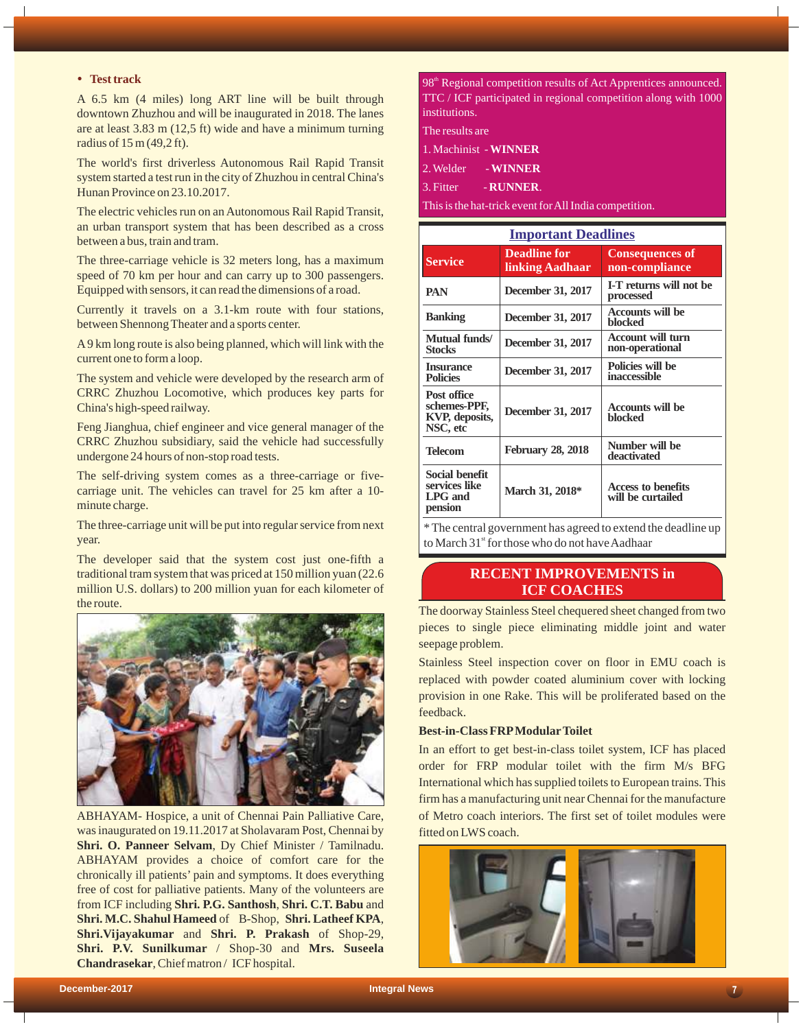- **Test track**

A 6.5 km (4 miles) long ART line will be built through downtown Zhuzhou and will be inaugurated in 2018. The lanes are at least 3.83 m (12,5 ft) wide and have a minimum turning radius of 15 m (49,2 ft).

The world's first driverless Autonomous Rail Rapid Transit system started a test run in the city of Zhuzhou in central China's Hunan Province on 23.10.2017.

The electric vehicles run on an Autonomous Rail Rapid Transit, an urban transport system that has been described as a cross between a bus, train and tram.

The three-carriage vehicle is 32 meters long, has a maximum speed of 70 km per hour and can carry up to 300 passengers. Equipped with sensors, it can read the dimensions of a road.

Currently it travels on a 3.1-km route with four stations, between Shennong Theater and a sports center.

A 9 km long route is also being planned, which will link with the current one to form a loop.

The system and vehicle were developed by the research arm of CRRC Zhuzhou Locomotive, which produces key parts for China's high-speed railway.

Feng Jianghua, chief engineer and vice general manager of the CRRC Zhuzhou subsidiary, said the vehicle had successfully undergone 24 hours of non-stop road tests.

The self-driving system comes as a three-carriage or five-carriage unit. The vehicles can travel for 25 km after a 10-minute charge.

The three-carriage unit will be put into regular service from next year.

The developer said that the system cost just one-fifth a traditional tram system that was priced at 150 million yuan (22.6 million U.S. dollars) to 200 million yuan for each kilometer of the route.

ABHAYAM- Hospice, a unit of Chennai Pain Palliative Care, was inaugurated on 19.11.2017 at Sholavaram Post, Chennai by **Shri. O. Panneer Selvam**, Dy Chief Minister / Tamilnadu. ABHAYAM provides a choice of comfort care for the chronically ill patients' pain and symptoms. It does everything free of cost for palliative patients. Many of the volunteers are from ICF including **Shri. P.G. Santhosh**, **Shri. C.T. Babu** and **Shri. M.C. Shahul Hameed** of B-Shop, **Shri. Latheef KPA**, **Shri.Vijayakumar** and **Shri. P. Prakash** of Shop-29, **Shri. P.V. Sunilkumar** / Shop-30 and **Mrs. Suseela Chandrasekar**, Chief matron / ICF hospital.

98th Regional competition results of Act Apprentices announced. TTC / ICF participated in regional competition along with 1000 institutions.

The results are

1. Machinist - **WINNER**
2. Welder - **WINNER**
3. Fitter - **RUNNER**.

This is the hat-trick event for All India competition.

## Important Deadlines

| Service | Deadline for linking Aadhaar | Consequences of non-compliance |
|---|---|---|
| PAN | December 31, 2017 | I-T returns will not be processed |
| Banking | December 31, 2017 | Accounts will be blocked |
| Mutual funds/ Stocks | December 31, 2017 | Account will turn non-operational |
| Insurance Policies | December 31, 2017 | Policies will be inaccessible |
| Post office schemes-PPF, KVP, deposits, NSC, etc | December 31, 2017 | Accounts will be blocked |
| Telecom | February 28, 2018 | Number will be deactivated |
| Social benefit services like LPG and pension | March 31, 2018* | Access to benefits will be curtailed |

* The central government has agreed to extend the deadline up to March 31st for those who do not have Aadhaar

## RECENT IMPROVEMENTS in ICF COACHES

The doorway Stainless Steel chequered sheet changed from two pieces to single piece eliminating middle joint and water seepage problem.

Stainless Steel inspection cover on floor in EMU coach is replaced with powder coated aluminium cover with locking provision in one Rake. This will be proliferated based on the feedback.

**Best-in-Class FRP Modular Toilet**

In an effort to get best-in-class toilet system, ICF has placed order for FRP modular toilet with the firm M/s BFG International which has supplied toilets to European trains. This firm has a manufacturing unit near Chennai for the manufacture of Metro coach interiors. The first set of toilet modules were fitted on LWS coach.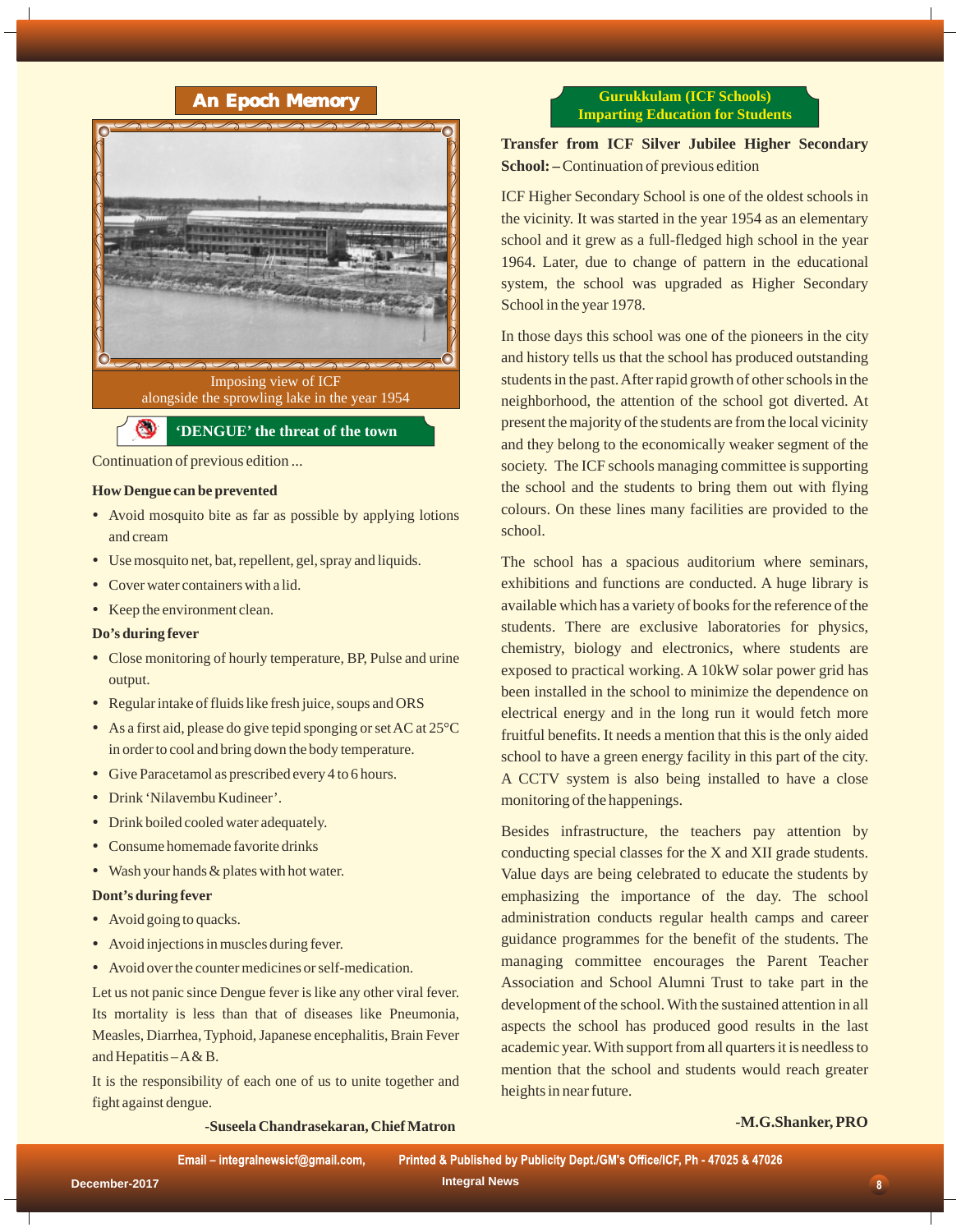## An Epoch Memory

Imposing view of ICF
alongside the sprowling lake in the year 1954

## 'DENGUE' the threat of the town

Continuation of previous edition ...

**How Dengue can be prevented**

- Avoid mosquito bite as far as possible by applying lotions and cream
- Use mosquito net, bat, repellent, gel, spray and liquids.
- Cover water containers with a lid.
- Keep the environment clean.

**Do's during fever**

- Close monitoring of hourly temperature, BP, Pulse and urine output.
- Regular intake of fluids like fresh juice, soups and ORS
- As a first aid, please do give tepid sponging or set AC at 25°C in order to cool and bring down the body temperature.
- Give Paracetamol as prescribed every 4 to 6 hours.
- Drink 'Nilavembu Kudineer'.
- Drink boiled cooled water adequately.
- Consume homemade favorite drinks
- Wash your hands & plates with hot water.

**Dont's during fever**

- Avoid going to quacks.
- Avoid injections in muscles during fever.
- Avoid over the counter medicines or self-medication.

Let us not panic since Dengue fever is like any other viral fever. Its mortality is less than that of diseases like Pneumonia, Measles, Diarrhea, Typhoid, Japanese encephalitis, Brain Fever and Hepatitis – A & B.

It is the responsibility of each one of us to unite together and fight against dengue.

**-Suseela Chandrasekaran, Chief Matron**

## Gurukkulam (ICF Schools) Imparting Education for Students

**Transfer from ICF Silver Jubilee Higher Secondary School: –** Continuation of previous edition

ICF Higher Secondary School is one of the oldest schools in the vicinity. It was started in the year 1954 as an elementary school and it grew as a full-fledged high school in the year 1964. Later, due to change of pattern in the educational system, the school was upgraded as Higher Secondary School in the year 1978.

In those days this school was one of the pioneers in the city and history tells us that the school has produced outstanding students in the past. After rapid growth of other schools in the neighborhood, the attention of the school got diverted. At present the majority of the students are from the local vicinity and they belong to the economically weaker segment of the society. The ICF schools managing committee is supporting the school and the students to bring them out with flying colours. On these lines many facilities are provided to the school.

The school has a spacious auditorium where seminars, exhibitions and functions are conducted. A huge library is available which has a variety of books for the reference of the students. There are exclusive laboratories for physics, chemistry, biology and electronics, where students are exposed to practical working. A 10kW solar power grid has been installed in the school to minimize the dependence on electrical energy and in the long run it would fetch more fruitful benefits. It needs a mention that this is the only aided school to have a green energy facility in this part of the city. A CCTV system is also being installed to have a close monitoring of the happenings.

Besides infrastructure, the teachers pay attention by conducting special classes for the X and XII grade students. Value days are being celebrated to educate the students by emphasizing the importance of the day. The school administration conducts regular health camps and career guidance programmes for the benefit of the students. The managing committee encourages the Parent Teacher Association and School Alumni Trust to take part in the development of the school. With the sustained attention in all aspects the school has produced good results in the last academic year. With support from all quarters it is needless to mention that the school and students would reach greater heights in near future.

**-M.G.Shanker, PRO**

Email – integralnewsicf@gmail.com, Printed & Published by Publicity Dept./GM's Office/ICF, Ph - 47025 & 47026